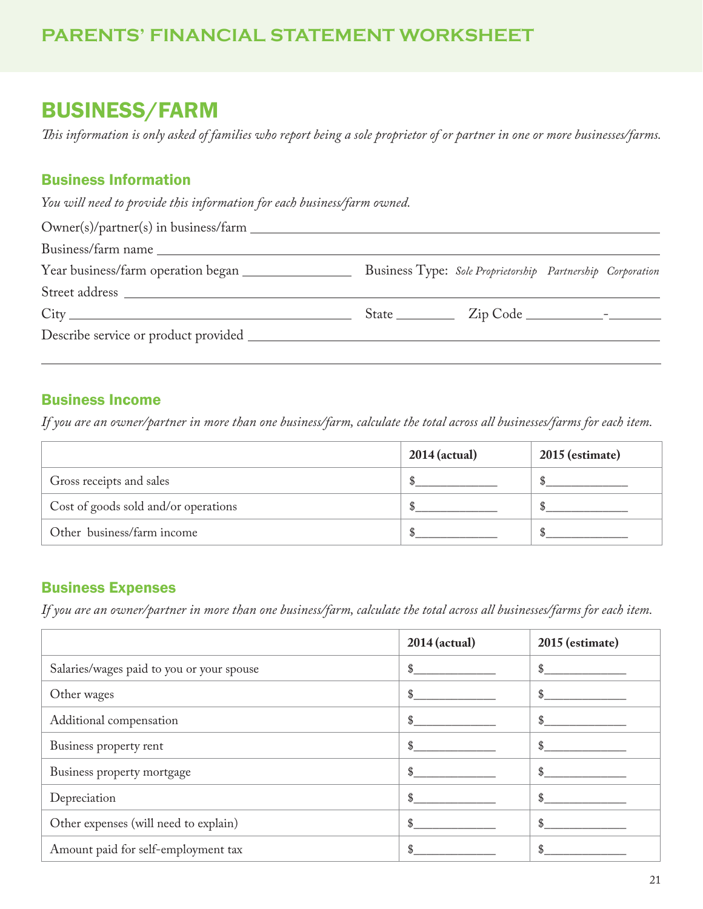# PARENTS' FINANCIAL STATEMENT WORKSHEET

## BUSINESS/FARM

*This information is only asked of families who report being a sole proprietor of or partner in one or more businesses/farms.*

### Business Information

*You will need to provide this information for each business/farm owned.*

Owner(s)/partner(s) in business/farm ______________________________

Business/farm name ______________________________

Year business/farm operation began ______________ Business Type: *Sole Proprietorship Partnership Corporation*

Street address ______________________________

City ______________________ State ________ Zip Code __________-________

Describe service or product provided ______________________________

______________________________

### Business Income

*If you are an owner/partner in more than one business/farm, calculate the total across all businesses/farms for each item.*

| | 2014 (actual) | 2015 (estimate) |
|---|---|---|
| Gross receipts and sales | $____________ | $____________ |
| Cost of goods sold and/or operations | $____________ | $____________ |
| Other business/farm income | $____________ | $____________ |

### Business Expenses

*If you are an owner/partner in more than one business/farm, calculate the total across all businesses/farms for each item.*

| | 2014 (actual) | 2015 (estimate) |
|---|---|---|
| Salaries/wages paid to you or your spouse | $____________ | $____________ |
| Other wages | $____________ | $____________ |
| Additional compensation | $____________ | $____________ |
| Business property rent | $____________ | $____________ |
| Business property mortgage | $____________ | $____________ |
| Depreciation | $____________ | $____________ |
| Other expenses (will need to explain) | $____________ | $____________ |
| Amount paid for self-employment tax | $____________ | $____________ |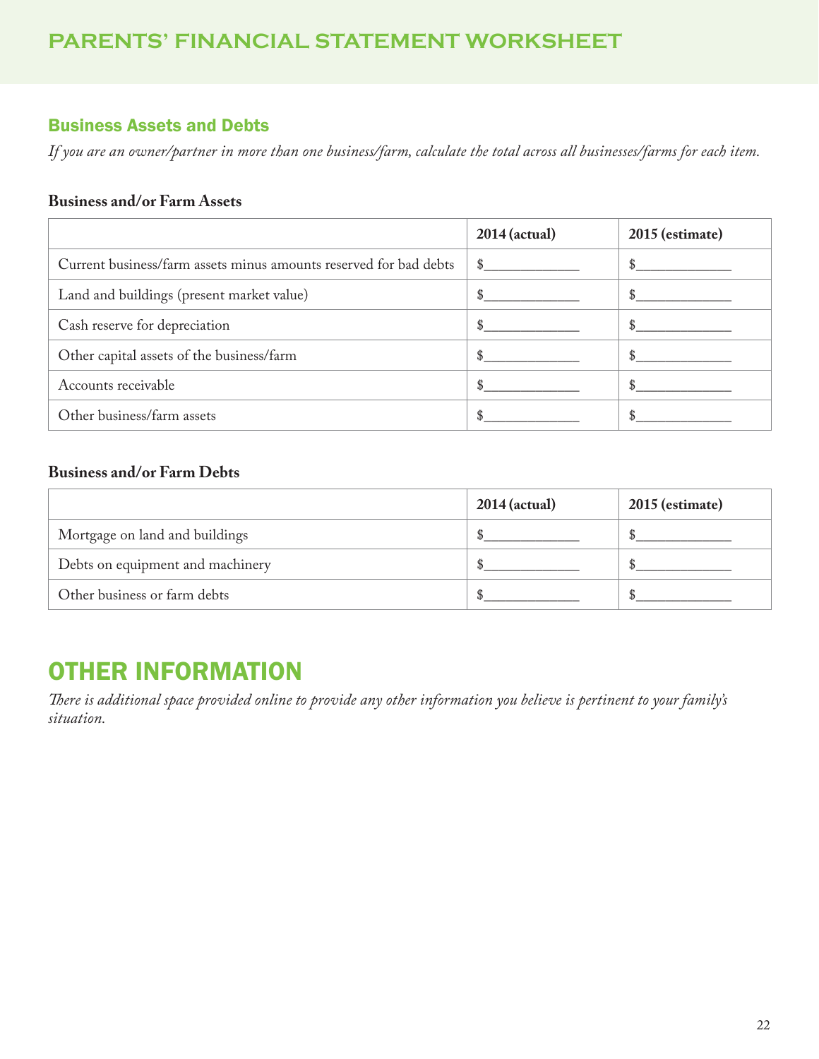# PARENTS' FINANCIAL STATEMENT WORKSHEET

## Business Assets and Debts

*If you are an owner/partner in more than one business/farm, calculate the total across all businesses/farms for each item.*

**Business and/or Farm Assets**

| | 2014 (actual) | 2015 (estimate) |
|---|---|---|
| Current business/farm assets minus amounts reserved for bad debts | $____________ | $____________ |
| Land and buildings (present market value) | $____________ | $____________ |
| Cash reserve for depreciation | $____________ | $____________ |
| Other capital assets of the business/farm | $____________ | $____________ |
| Accounts receivable | $____________ | $____________ |
| Other business/farm assets | $____________ | $____________ |

**Business and/or Farm Debts**

| | 2014 (actual) | 2015 (estimate) |
|---|---|---|
| Mortgage on land and buildings | $____________ | $____________ |
| Debts on equipment and machinery | $____________ | $____________ |
| Other business or farm debts | $____________ | $____________ |

# OTHER INFORMATION

*There is additional space provided online to provide any other information you believe is pertinent to your family's situation.*